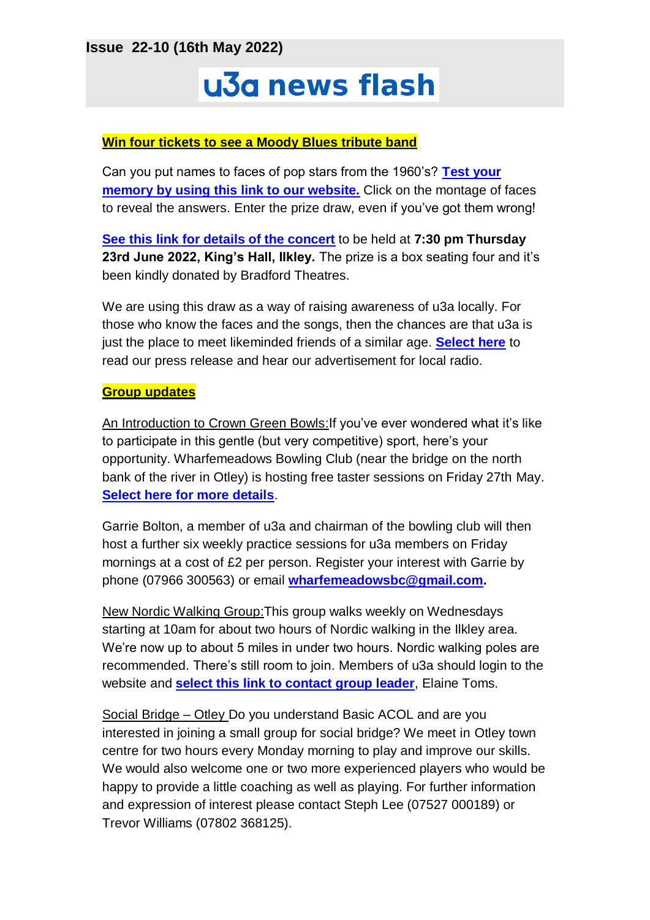**Issue 22-10 (16th May 2022)**

# u3a news flash

**Win four tickets to see a Moody Blues tribute band**

Can you put names to faces of pop stars from the 1960's? **Test your memory by using this link to our website.** Click on the montage of faces to reveal the answers. Enter the prize draw, even if you've got them wrong!

**See this link for details of the concert** to be held at **7:30 pm Thursday 23rd June 2022, King's Hall, Ilkley.** The prize is a box seating four and it's been kindly donated by Bradford Theatres.

We are using this draw as a way of raising awareness of u3a locally. For those who know the faces and the songs, then the chances are that u3a is just the place to meet likeminded friends of a similar age. **Select here** to read our press release and hear our advertisement for local radio.

**Group updates**

An Introduction to Crown Green Bowls: If you've ever wondered what it's like to participate in this gentle (but very competitive) sport, here's your opportunity. Wharfemeadows Bowling Club (near the bridge on the north bank of the river in Otley) is hosting free taster sessions on Friday 27th May. **Select here for more details**.

Garrie Bolton, a member of u3a and chairman of the bowling club will then host a further six weekly practice sessions for u3a members on Friday mornings at a cost of £2 per person. Register your interest with Garrie by phone (07966 300563) or email **wharfemeadowsbc@gmail.com.**

New Nordic Walking Group: This group walks weekly on Wednesdays starting at 10am for about two hours of Nordic walking in the Ilkley area. We're now up to about 5 miles in under two hours. Nordic walking poles are recommended. There's still room to join. Members of u3a should login to the website and **select this link to contact group leader**, Elaine Toms.

Social Bridge – Otley Do you understand Basic ACOL and are you interested in joining a small group for social bridge? We meet in Otley town centre for two hours every Monday morning to play and improve our skills. We would also welcome one or two more experienced players who would be happy to provide a little coaching as well as playing. For further information and expression of interest please contact Steph Lee (07527 000189) or Trevor Williams (07802 368125).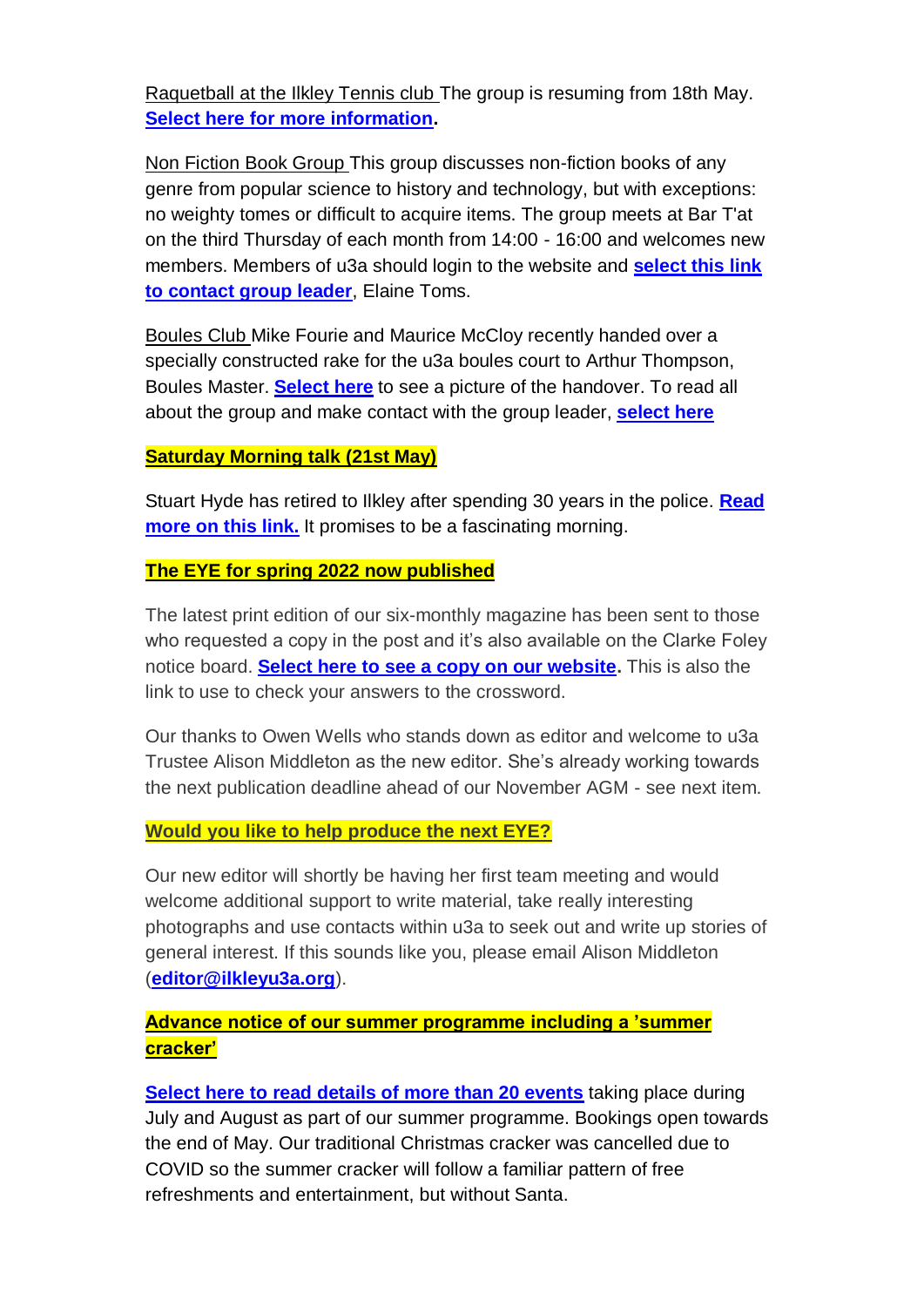Raquetball at the Ilkley Tennis club The group is resuming from 18th May. **Select here for more information.**

Non Fiction Book Group This group discusses non-fiction books of any genre from popular science to history and technology, but with exceptions: no weighty tomes or difficult to acquire items. The group meets at Bar T'at on the third Thursday of each month from 14:00 - 16:00 and welcomes new members. Members of u3a should login to the website and **select this link to contact group leader**, Elaine Toms.

Boules Club Mike Fourie and Maurice McCloy recently handed over a specially constructed rake for the u3a boules court to Arthur Thompson, Boules Master. **Select here** to see a picture of the handover. To read all about the group and make contact with the group leader, **select here**

**Saturday Morning talk (21st May)**

Stuart Hyde has retired to Ilkley after spending 30 years in the police. **Read more on this link.** It promises to be a fascinating morning.

**The EYE for spring 2022 now published**

The latest print edition of our six-monthly magazine has been sent to those who requested a copy in the post and it's also available on the Clarke Foley notice board. **Select here to see a copy on our website.** This is also the link to use to check your answers to the crossword.

Our thanks to Owen Wells who stands down as editor and welcome to u3a Trustee Alison Middleton as the new editor. She's already working towards the next publication deadline ahead of our November AGM - see next item.

**Would you like to help produce the next EYE?**

Our new editor will shortly be having her first team meeting and would welcome additional support to write material, take really interesting photographs and use contacts within u3a to seek out and write up stories of general interest. If this sounds like you, please email Alison Middleton (**editor@ilkleyu3a.org**).

**Advance notice of our summer programme including a 'summer cracker'**

**Select here to read details of more than 20 events** taking place during July and August as part of our summer programme. Bookings open towards the end of May. Our traditional Christmas cracker was cancelled due to COVID so the summer cracker will follow a familiar pattern of free refreshments and entertainment, but without Santa.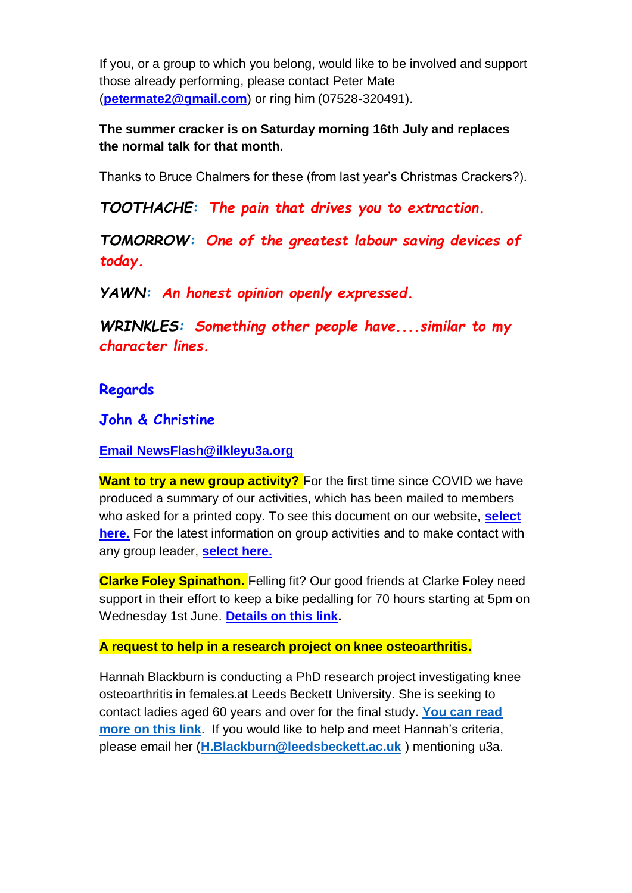If you, or a group to which you belong, would like to be involved and support those already performing, please contact Peter Mate (**petermate2@gmail.com**) or ring him (07528-320491).

**The summer cracker is on Saturday morning 16th July and replaces the normal talk for that month.**

Thanks to Bruce Chalmers for these (from last year's Christmas Crackers?).

***TOOTHACHE**: The pain that drives you to extraction.*

***TOMORROW**: One of the greatest labour saving devices of today.*

***YAWN**: An honest opinion openly expressed.*

***WRINKLES**: Something other people have....similar to my character lines.*

**Regards**

**John & Christine**

**Email NewsFlash@ilkleyu3a.org**

**Want to try a new group activity?** For the first time since COVID we have produced a summary of our activities, which has been mailed to members who asked for a printed copy. To see this document on our website, **select here.** For the latest information on group activities and to make contact with any group leader, **select here.**

**Clarke Foley Spinathon.** Felling fit? Our good friends at Clarke Foley need support in their effort to keep a bike pedalling for 70 hours starting at 5pm on Wednesday 1st June. **Details on this link.**

**A request to help in a research project on knee osteoarthritis.**

Hannah Blackburn is conducting a PhD research project investigating knee osteoarthritis in females.at Leeds Beckett University. She is seeking to contact ladies aged 60 years and over for the final study. **You can read more on this link**. If you would like to help and meet Hannah's criteria, please email her (**H.Blackburn@leedsbeckett.ac.uk** ) mentioning u3a.